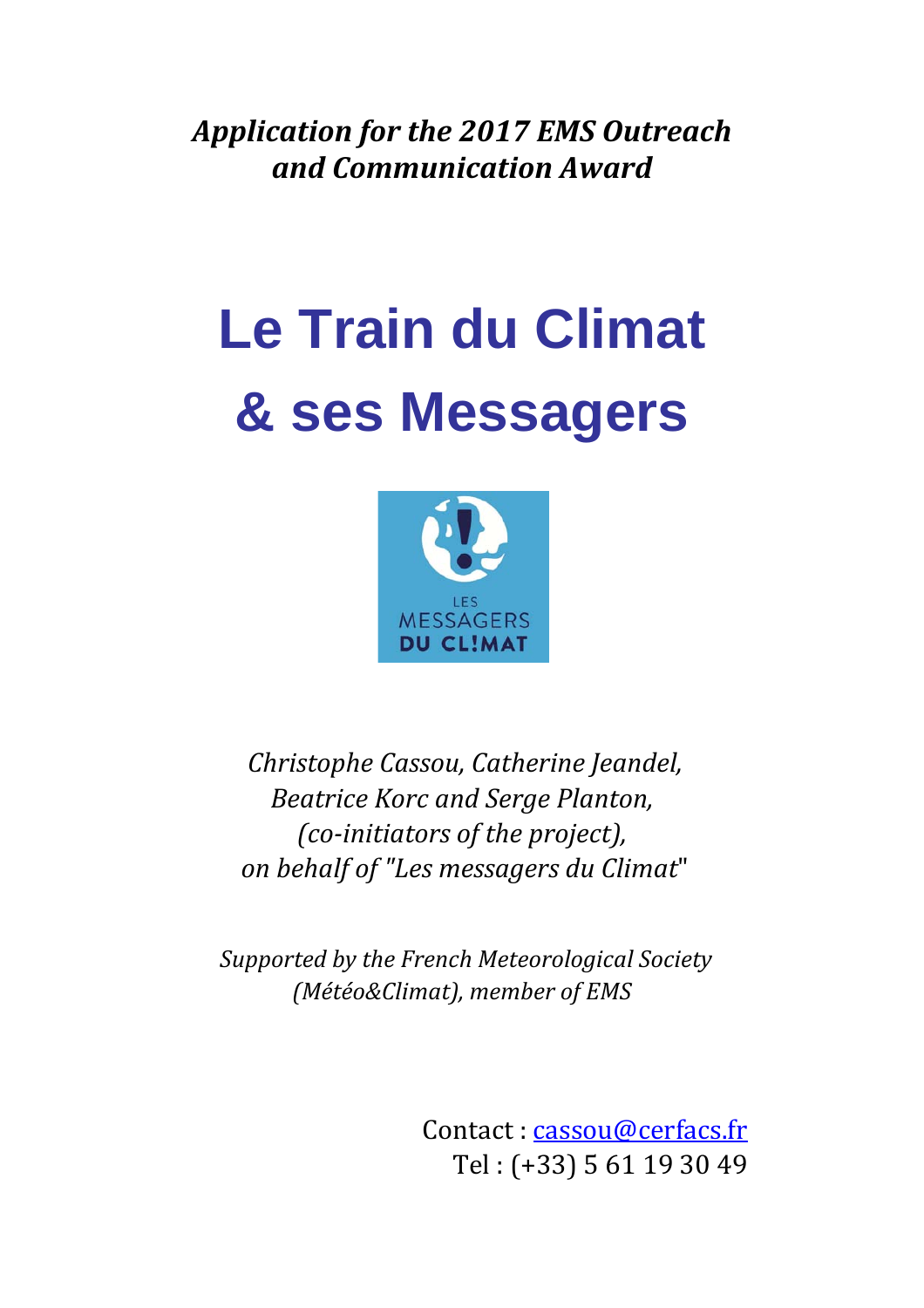*Application for the 2017 EMS Outreach and Communication Award*

# Le Train du Climat & ses Messagers

*Christophe Cassou, Catherine Jeandel, Beatrice Korc and Serge Planton, (co-initiators of the project), on behalf of "Les messagers du Climat"*

*Supported by the French Meteorological Society (Météo&Climat), member of EMS*

Contact : cassou@cerfacs.fr
Tel : (+33) 5 61 19 30 49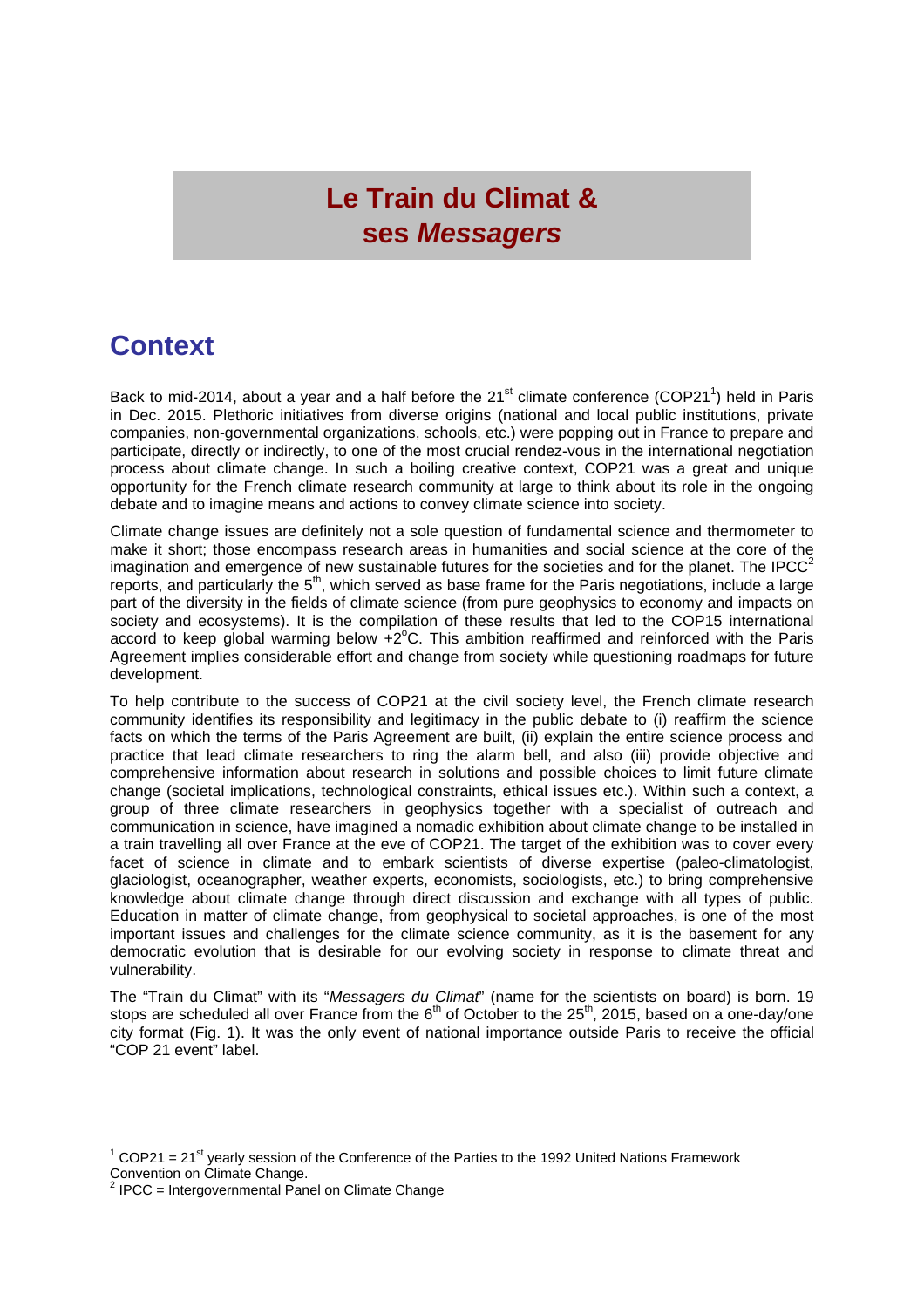# Le Train du Climat & ses *Messagers*

## Context

Back to mid-2014, about a year and a half before the 21st climate conference (COP21[1]) held in Paris in Dec. 2015. Plethoric initiatives from diverse origins (national and local public institutions, private companies, non-governmental organizations, schools, etc.) were popping out in France to prepare and participate, directly or indirectly, to one of the most crucial rendez-vous in the international negotiation process about climate change. In such a boiling creative context, COP21 was a great and unique opportunity for the French climate research community at large to think about its role in the ongoing debate and to imagine means and actions to convey climate science into society.

Climate change issues are definitely not a sole question of fundamental science and thermometer to make it short; those encompass research areas in humanities and social science at the core of the imagination and emergence of new sustainable futures for the societies and for the planet. The IPCC[2] reports, and particularly the 5th, which served as base frame for the Paris negotiations, include a large part of the diversity in the fields of climate science (from pure geophysics to economy and impacts on society and ecosystems). It is the compilation of these results that led to the COP15 international accord to keep global warming below +2°C. This ambition reaffirmed and reinforced with the Paris Agreement implies considerable effort and change from society while questioning roadmaps for future development.

To help contribute to the success of COP21 at the civil society level, the French climate research community identifies its responsibility and legitimacy in the public debate to (i) reaffirm the science facts on which the terms of the Paris Agreement are built, (ii) explain the entire science process and practice that lead climate researchers to ring the alarm bell, and also (iii) provide objective and comprehensive information about research in solutions and possible choices to limit future climate change (societal implications, technological constraints, ethical issues etc.). Within such a context, a group of three climate researchers in geophysics together with a specialist of outreach and communication in science, have imagined a nomadic exhibition about climate change to be installed in a train travelling all over France at the eve of COP21. The target of the exhibition was to cover every facet of science in climate and to embark scientists of diverse expertise (paleo-climatologist, glaciologist, oceanographer, weather experts, economists, sociologists, etc.) to bring comprehensive knowledge about climate change through direct discussion and exchange with all types of public. Education in matter of climate change, from geophysical to societal approaches, is one of the most important issues and challenges for the climate science community, as it is the basement for any democratic evolution that is desirable for our evolving society in response to climate threat and vulnerability.

The "Train du Climat" with its "*Messagers du Climat*" (name for the scientists on board) is born. 19 stops are scheduled all over France from the 6th of October to the 25th, 2015, based on a one-day/one city format (Fig. 1). It was the only event of national importance outside Paris to receive the official "COP 21 event" label.

---

[1] COP21 = 21st yearly session of the Conference of the Parties to the 1992 United Nations Framework Convention on Climate Change.

[2] IPCC = Intergovernmental Panel on Climate Change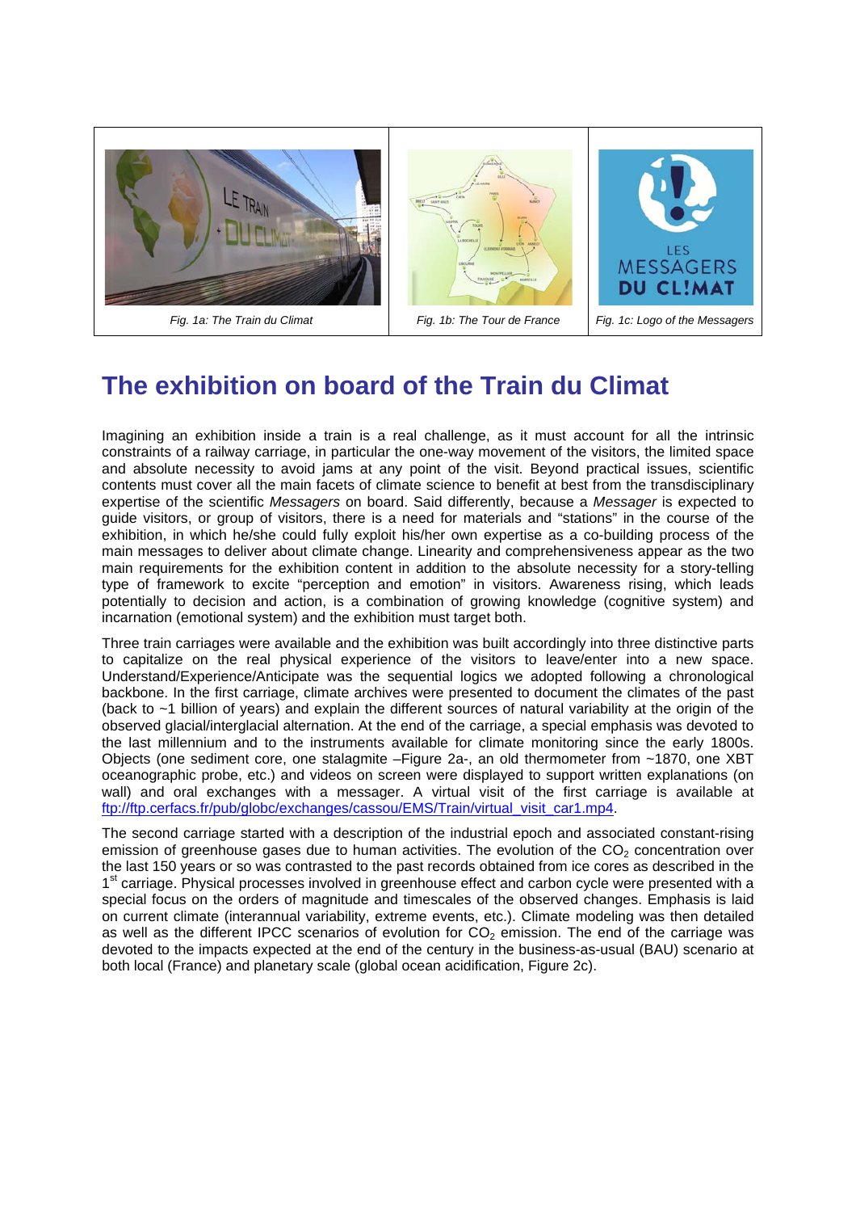Fig. 1a: The Train du Climat

Fig. 1b: The Tour de France

Fig. 1c: Logo of the Messagers

## The exhibition on board of the Train du Climat

Imagining an exhibition inside a train is a real challenge, as it must account for all the intrinsic constraints of a railway carriage, in particular the one-way movement of the visitors, the limited space and absolute necessity to avoid jams at any point of the visit. Beyond practical issues, scientific contents must cover all the main facets of climate science to benefit at best from the transdisciplinary expertise of the scientific *Messagers* on board. Said differently, because a *Messager* is expected to guide visitors, or group of visitors, there is a need for materials and "stations" in the course of the exhibition, in which he/she could fully exploit his/her own expertise as a co-building process of the main messages to deliver about climate change. Linearity and comprehensiveness appear as the two main requirements for the exhibition content in addition to the absolute necessity for a story-telling type of framework to excite "perception and emotion" in visitors. Awareness rising, which leads potentially to decision and action, is a combination of growing knowledge (cognitive system) and incarnation (emotional system) and the exhibition must target both.

Three train carriages were available and the exhibition was built accordingly into three distinctive parts to capitalize on the real physical experience of the visitors to leave/enter into a new space. Understand/Experience/Anticipate was the sequential logics we adopted following a chronological backbone. In the first carriage, climate archives were presented to document the climates of the past (back to ~1 billion of years) and explain the different sources of natural variability at the origin of the observed glacial/interglacial alternation. At the end of the carriage, a special emphasis was devoted to the last millennium and to the instruments available for climate monitoring since the early 1800s. Objects (one sediment core, one stalagmite –Figure 2a-, an old thermometer from ~1870, one XBT oceanographic probe, etc.) and videos on screen were displayed to support written explanations (on wall) and oral exchanges with a messager. A virtual visit of the first carriage is available at ftp://ftp.cerfacs.fr/pub/globc/exchanges/cassou/EMS/Train/virtual_visit_car1.mp4.

The second carriage started with a description of the industrial epoch and associated constant-rising emission of greenhouse gases due to human activities. The evolution of the $CO_2$ concentration over the last 150 years or so was contrasted to the past records obtained from ice cores as described in the 1st carriage. Physical processes involved in greenhouse effect and carbon cycle were presented with a special focus on the orders of magnitude and timescales of the observed changes. Emphasis is laid on current climate (interannual variability, extreme events, etc.). Climate modeling was then detailed as well as the different IPCC scenarios of evolution for $CO_2$ emission. The end of the carriage was devoted to the impacts expected at the end of the century in the business-as-usual (BAU) scenario at both local (France) and planetary scale (global ocean acidification, Figure 2c).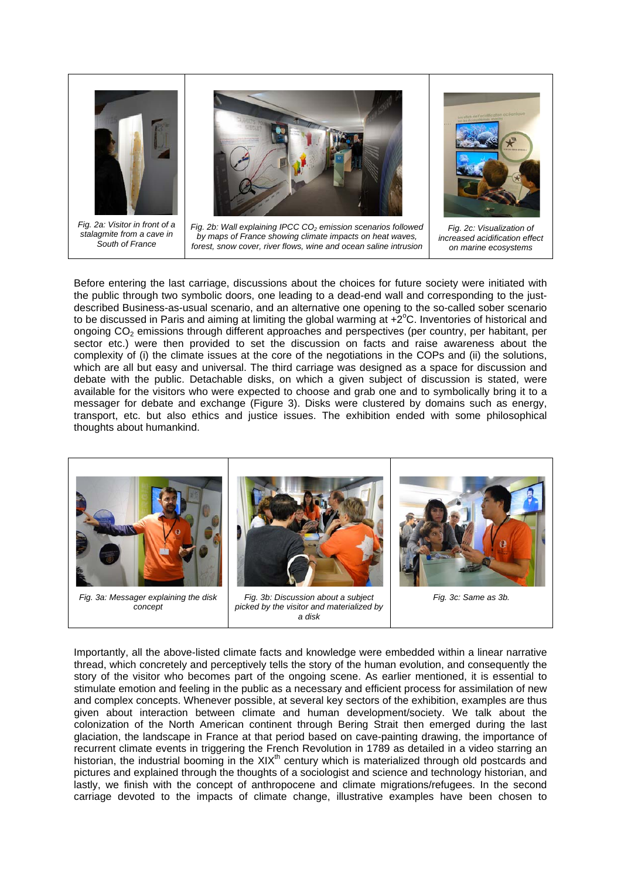Fig. 2a: Visitor in front of a stalagmite from a cave in South of France

Fig. 2b: Wall explaining IPCC $CO_2$ emission scenarios followed by maps of France showing climate impacts on heat waves, forest, snow cover, river flows, wine and ocean saline intrusion

Fig. 2c: Visualization of increased acidification effect on marine ecosystems

Before entering the last carriage, discussions about the choices for future society were initiated with the public through two symbolic doors, one leading to a dead-end wall and corresponding to the just-described Business-as-usual scenario, and an alternative one opening to the so-called sober scenario to be discussed in Paris and aiming at limiting the global warming at +2°C. Inventories of historical and ongoing $CO_2$ emissions through different approaches and perspectives (per country, per habitant, per sector etc.) were then provided to set the discussion on facts and raise awareness about the complexity of (i) the climate issues at the core of the negotiations in the COPs and (ii) the solutions, which are all but easy and universal. The third carriage was designed as a space for discussion and debate with the public. Detachable disks, on which a given subject of discussion is stated, were available for the visitors who were expected to choose and grab one and to symbolically bring it to a messager for debate and exchange (Figure 3). Disks were clustered by domains such as energy, transport, etc. but also ethics and justice issues. The exhibition ended with some philosophical thoughts about humankind.

Fig. 3a: Messager explaining the disk concept

Fig. 3b: Discussion about a subject picked by the visitor and materialized by a disk

Fig. 3c: Same as 3b.

Importantly, all the above-listed climate facts and knowledge were embedded within a linear narrative thread, which concretely and perceptively tells the story of the human evolution, and consequently the story of the visitor who becomes part of the ongoing scene. As earlier mentioned, it is essential to stimulate emotion and feeling in the public as a necessary and efficient process for assimilation of new and complex concepts. Whenever possible, at several key sectors of the exhibition, examples are thus given about interaction between climate and human development/society. We talk about the colonization of the North American continent through Bering Strait then emerged during the last glaciation, the landscape in France at that period based on cave-painting drawing, the importance of recurrent climate events in triggering the French Revolution in 1789 as detailed in a video starring an historian, the industrial booming in the XIX$^{th}$ century which is materialized through old postcards and pictures and explained through the thoughts of a sociologist and science and technology historian, and lastly, we finish with the concept of anthropocene and climate migrations/refugees. In the second carriage devoted to the impacts of climate change, illustrative examples have been chosen to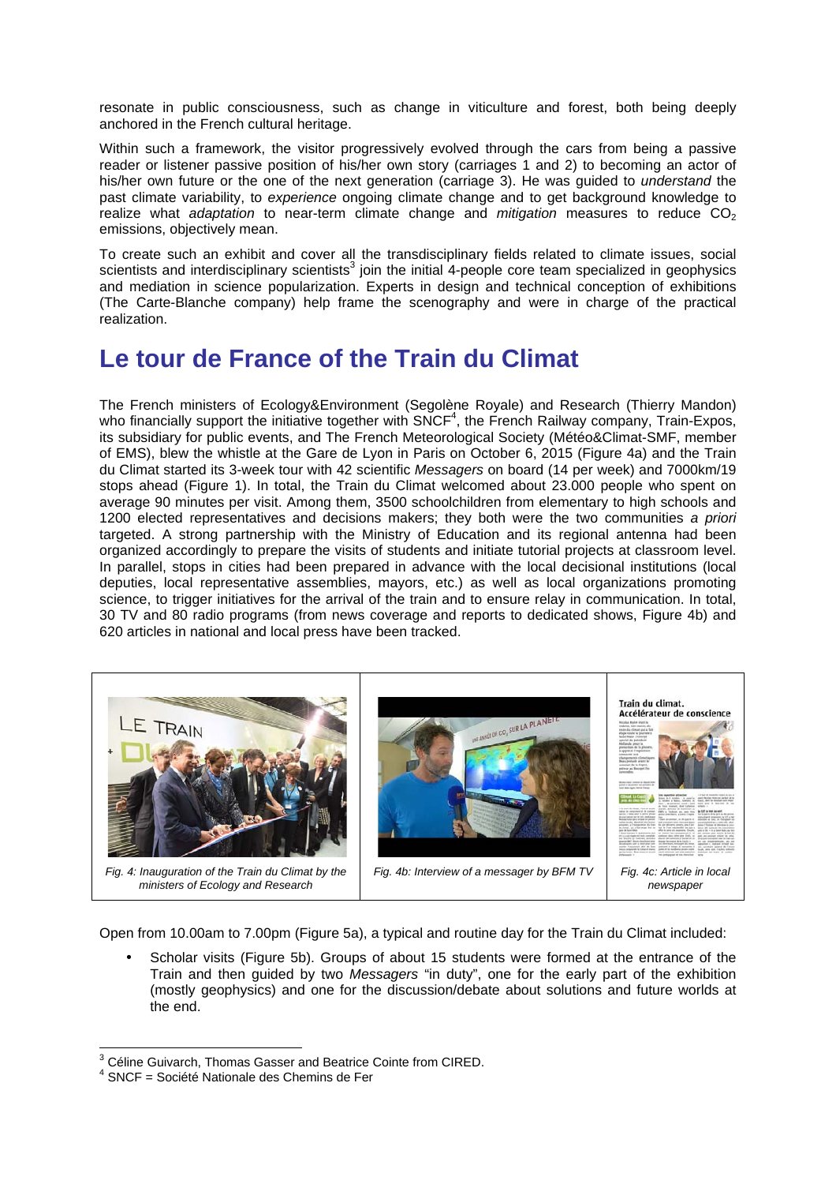resonate in public consciousness, such as change in viticulture and forest, both being deeply anchored in the French cultural heritage.

Within such a framework, the visitor progressively evolved through the cars from being a passive reader or listener passive position of his/her own story (carriages 1 and 2) to becoming an actor of his/her own future or the one of the next generation (carriage 3). He was guided to *understand* the past climate variability, to *experience* ongoing climate change and to get background knowledge to realize what *adaptation* to near-term climate change and *mitigation* measures to reduce $CO_2$ emissions, objectively mean.

To create such an exhibit and cover all the transdisciplinary fields related to climate issues, social scientists and interdisciplinary scientists[3] join the initial 4-people core team specialized in geophysics and mediation in science popularization. Experts in design and technical conception of exhibitions (The Carte-Blanche company) help frame the scenography and were in charge of the practical realization.

## Le tour de France of the Train du Climat

The French ministers of Ecology&Environment (Segolène Royale) and Research (Thierry Mandon) who financially support the initiative together with SNCF[4], the French Railway company, Train-Expos, its subsidiary for public events, and The French Meteorological Society (Météo&Climat-SMF, member of EMS), blew the whistle at the Gare de Lyon in Paris on October 6, 2015 (Figure 4a) and the Train du Climat started its 3-week tour with 42 scientific *Messagers* on board (14 per week) and 7000km/19 stops ahead (Figure 1). In total, the Train du Climat welcomed about 23.000 people who spent on average 90 minutes per visit. Among them, 3500 schoolchildren from elementary to high schools and 1200 elected representatives and decisions makers; they both were the two communities *a priori* targeted. A strong partnership with the Ministry of Education and its regional antenna had been organized accordingly to prepare the visits of students and initiate tutorial projects at classroom level. In parallel, stops in cities had been prepared in advance with the local decisional institutions (local deputies, local representative assemblies, mayors, etc.) as well as local organizations promoting science, to trigger initiatives for the arrival of the train and to ensure relay in communication. In total, 30 TV and 80 radio programs (from news coverage and reports to dedicated shows, Figure 4b) and 620 articles in national and local press have been tracked.

*Fig. 4: Inauguration of the Train du Climat by the ministers of Ecology and Research*

*Fig. 4b: Interview of a messager by BFM TV*

*Fig. 4c: Article in local newspaper*

Open from 10.00am to 7.00pm (Figure 5a), a typical and routine day for the Train du Climat included:

- Scholar visits (Figure 5b). Groups of about 15 students were formed at the entrance of the Train and then guided by two *Messagers* "in duty", one for the early part of the exhibition (mostly geophysics) and one for the discussion/debate about solutions and future worlds at the end.

[3] Céline Guivarch, Thomas Gasser and Beatrice Cointe from CIRED.

[4] SNCF = Société Nationale des Chemins de Fer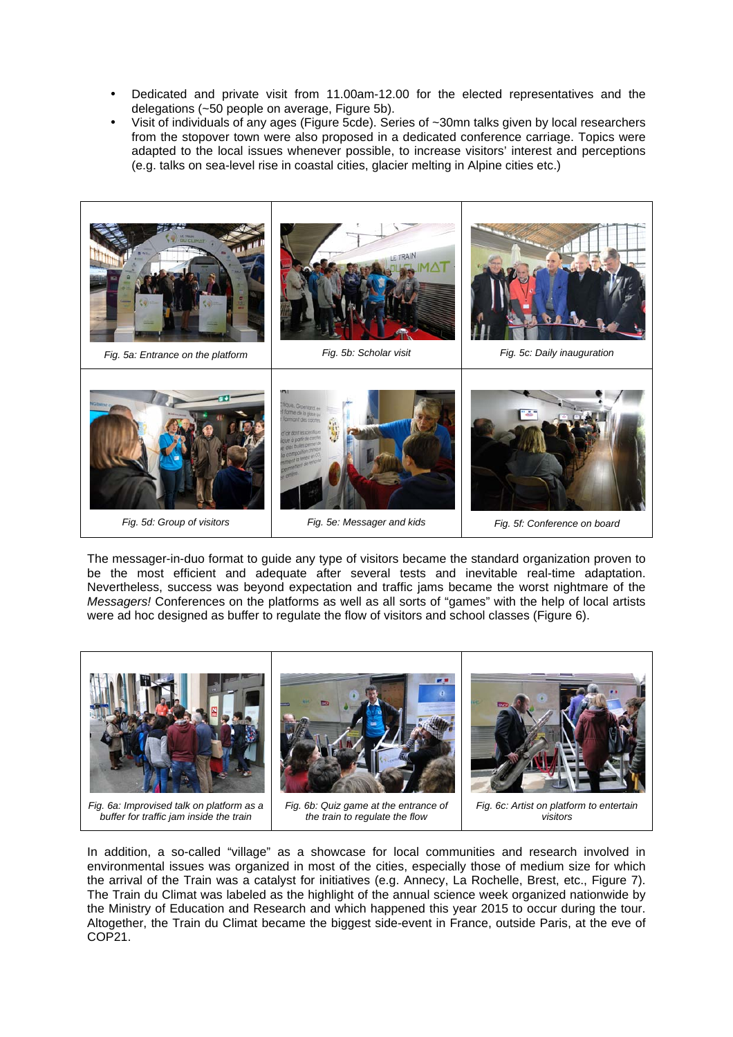- Dedicated and private visit from 11.00am-12.00 for the elected representatives and the delegations (~50 people on average, Figure 5b).
- Visit of individuals of any ages (Figure 5cde). Series of ~30mn talks given by local researchers from the stopover town were also proposed in a dedicated conference carriage. Topics were adapted to the local issues whenever possible, to increase visitors' interest and perceptions (e.g. talks on sea-level rise in coastal cities, glacier melting in Alpine cities etc.)

*Fig. 5a: Entrance on the platform*

*Fig. 5b: Scholar visit*

*Fig. 5c: Daily inauguration*

*Fig. 5d: Group of visitors*

*Fig. 5e: Messager and kids*

*Fig. 5f: Conference on board*

The messager-in-duo format to guide any type of visitors became the standard organization proven to be the most efficient and adequate after several tests and inevitable real-time adaptation. Nevertheless, success was beyond expectation and traffic jams became the worst nightmare of the *Messagers!* Conferences on the platforms as well as all sorts of "games" with the help of local artists were ad hoc designed as buffer to regulate the flow of visitors and school classes (Figure 6).

*Fig. 6a: Improvised talk on platform as a buffer for traffic jam inside the train*

*Fig. 6b: Quiz game at the entrance of the train to regulate the flow*

*Fig. 6c: Artist on platform to entertain visitors*

In addition, a so-called "village" as a showcase for local communities and research involved in environmental issues was organized in most of the cities, especially those of medium size for which the arrival of the Train was a catalyst for initiatives (e.g. Annecy, La Rochelle, Brest, etc., Figure 7). The Train du Climat was labeled as the highlight of the annual science week organized nationwide by the Ministry of Education and Research and which happened this year 2015 to occur during the tour. Altogether, the Train du Climat became the biggest side-event in France, outside Paris, at the eve of COP21.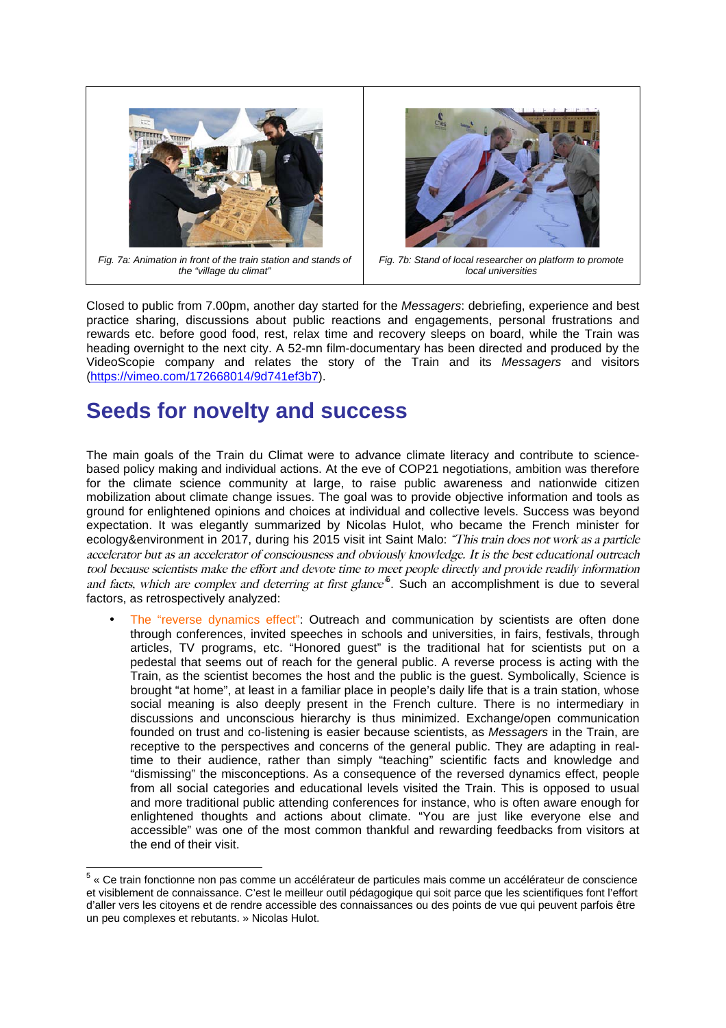Fig. 7a: Animation in front of the train station and stands of the "village du climat"

Fig. 7b: Stand of local researcher on platform to promote local universities

Closed to public from 7.00pm, another day started for the *Messagers*: debriefing, experience and best practice sharing, discussions about public reactions and engagements, personal frustrations and rewards etc. before good food, rest, relax time and recovery sleeps on board, while the Train was heading overnight to the next city. A 52-mn film-documentary has been directed and produced by the VideoScopie company and relates the story of the Train and its *Messagers* and visitors (https://vimeo.com/172668014/9d741ef3b7).

# Seeds for novelty and success

The main goals of the Train du Climat were to advance climate literacy and contribute to science-based policy making and individual actions. At the eve of COP21 negotiations, ambition was therefore for the climate science community at large, to raise public awareness and nationwide citizen mobilization about climate change issues. The goal was to provide objective information and tools as ground for enlightened opinions and choices at individual and collective levels. Success was beyond expectation. It was elegantly summarized by Nicolas Hulot, who became the French minister for ecology&environment in 2017, during his 2015 visit int Saint Malo: *"This train does not work as a particle accelerator but as an accelerator of consciousness and obviously knowledge. It is the best educational outreach tool because scientists make the effort and devote time to meet people directly and provide readily information and facts, which are complex and deterring at first glance*"[5]. Such an accomplishment is due to several factors, as retrospectively analyzed:

- The "reverse dynamics effect": Outreach and communication by scientists are often done through conferences, invited speeches in schools and universities, in fairs, festivals, through articles, TV programs, etc. "Honored guest" is the traditional hat for scientists put on a pedestal that seems out of reach for the general public. A reverse process is acting with the Train, as the scientist becomes the host and the public is the guest. Symbolically, Science is brought "at home", at least in a familiar place in people's daily life that is a train station, whose social meaning is also deeply present in the French culture. There is no intermediary in discussions and unconscious hierarchy is thus minimized. Exchange/open communication founded on trust and co-listening is easier because scientists, as *Messagers* in the Train, are receptive to the perspectives and concerns of the general public. They are adapting in real-time to their audience, rather than simply "teaching" scientific facts and knowledge and "dismissing" the misconceptions. As a consequence of the reversed dynamics effect, people from all social categories and educational levels visited the Train. This is opposed to usual and more traditional public attending conferences for instance, who is often aware enough for enlightened thoughts and actions about climate. "You are just like everyone else and accessible" was one of the most common thankful and rewarding feedbacks from visitors at the end of their visit.

---

[5] « Ce train fonctionne non pas comme un accélérateur de particules mais comme un accélérateur de conscience et visiblement de connaissance. C'est le meilleur outil pédagogique qui soit parce que les scientifiques font l'effort d'aller vers les citoyens et de rendre accessible des connaissances ou des points de vue qui peuvent parfois être un peu complexes et rebutants. » Nicolas Hulot.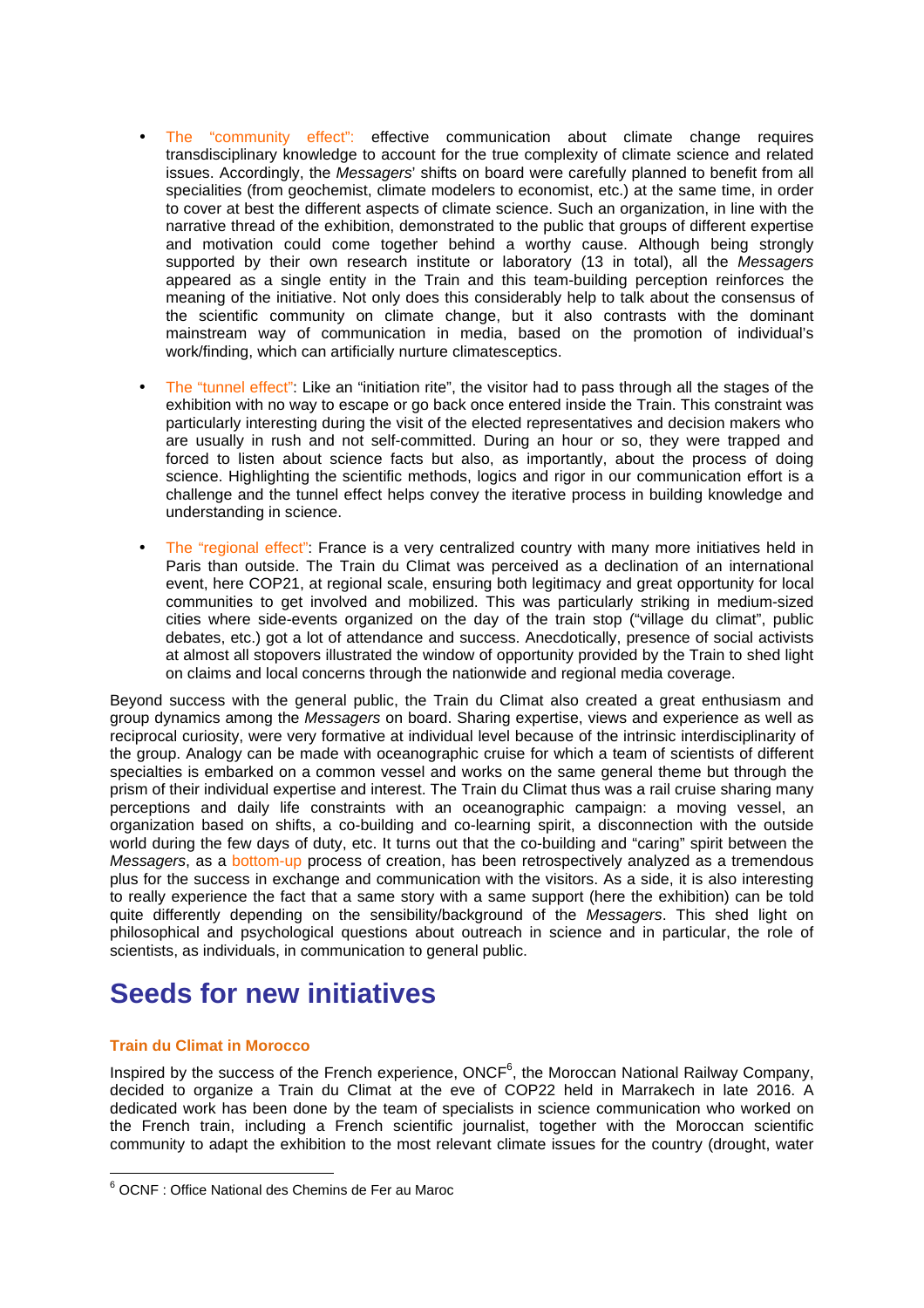- The "community effect": effective communication about climate change requires transdisciplinary knowledge to account for the true complexity of climate science and related issues. Accordingly, the *Messagers*' shifts on board were carefully planned to benefit from all specialities (from geochemist, climate modelers to economist, etc.) at the same time, in order to cover at best the different aspects of climate science. Such an organization, in line with the narrative thread of the exhibition, demonstrated to the public that groups of different expertise and motivation could come together behind a worthy cause. Although being strongly supported by their own research institute or laboratory (13 in total), all the *Messagers* appeared as a single entity in the Train and this team-building perception reinforces the meaning of the initiative. Not only does this considerably help to talk about the consensus of the scientific community on climate change, but it also contrasts with the dominant mainstream way of communication in media, based on the promotion of individual's work/finding, which can artificially nurture climatesceptics.

- The "tunnel effect": Like an "initiation rite", the visitor had to pass through all the stages of the exhibition with no way to escape or go back once entered inside the Train. This constraint was particularly interesting during the visit of the elected representatives and decision makers who are usually in rush and not self-committed. During an hour or so, they were trapped and forced to listen about science facts but also, as importantly, about the process of doing science. Highlighting the scientific methods, logics and rigor in our communication effort is a challenge and the tunnel effect helps convey the iterative process in building knowledge and understanding in science.

- The "regional effect": France is a very centralized country with many more initiatives held in Paris than outside. The Train du Climat was perceived as a declination of an international event, here COP21, at regional scale, ensuring both legitimacy and great opportunity for local communities to get involved and mobilized. This was particularly striking in medium-sized cities where side-events organized on the day of the train stop ("village du climat", public debates, etc.) got a lot of attendance and success. Anecdotically, presence of social activists at almost all stopovers illustrated the window of opportunity provided by the Train to shed light on claims and local concerns through the nationwide and regional media coverage.

Beyond success with the general public, the Train du Climat also created a great enthusiasm and group dynamics among the *Messagers* on board. Sharing expertise, views and experience as well as reciprocal curiosity, were very formative at individual level because of the intrinsic interdisciplinarity of the group. Analogy can be made with oceanographic cruise for which a team of scientists of different specialties is embarked on a common vessel and works on the same general theme but through the prism of their individual expertise and interest. The Train du Climat thus was a rail cruise sharing many perceptions and daily life constraints with an oceanographic campaign: a moving vessel, an organization based on shifts, a co-building and co-learning spirit, a disconnection with the outside world during the few days of duty, etc. It turns out that the co-building and "caring" spirit between the *Messagers*, as a bottom-up process of creation, has been retrospectively analyzed as a tremendous plus for the success in exchange and communication with the visitors. As a side, it is also interesting to really experience the fact that a same story with a same support (here the exhibition) can be told quite differently depending on the sensibility/background of the *Messagers*. This shed light on philosophical and psychological questions about outreach in science and in particular, the role of scientists, as individuals, in communication to general public.

# Seeds for new initiatives

### Train du Climat in Morocco

Inspired by the success of the French experience, ONCF[6], the Moroccan National Railway Company, decided to organize a Train du Climat at the eve of COP22 held in Marrakech in late 2016. A dedicated work has been done by the team of specialists in science communication who worked on the French train, including a French scientific journalist, together with the Moroccan scientific community to adapt the exhibition to the most relevant climate issues for the country (drought, water

[6] OCNF : Office National des Chemins de Fer au Maroc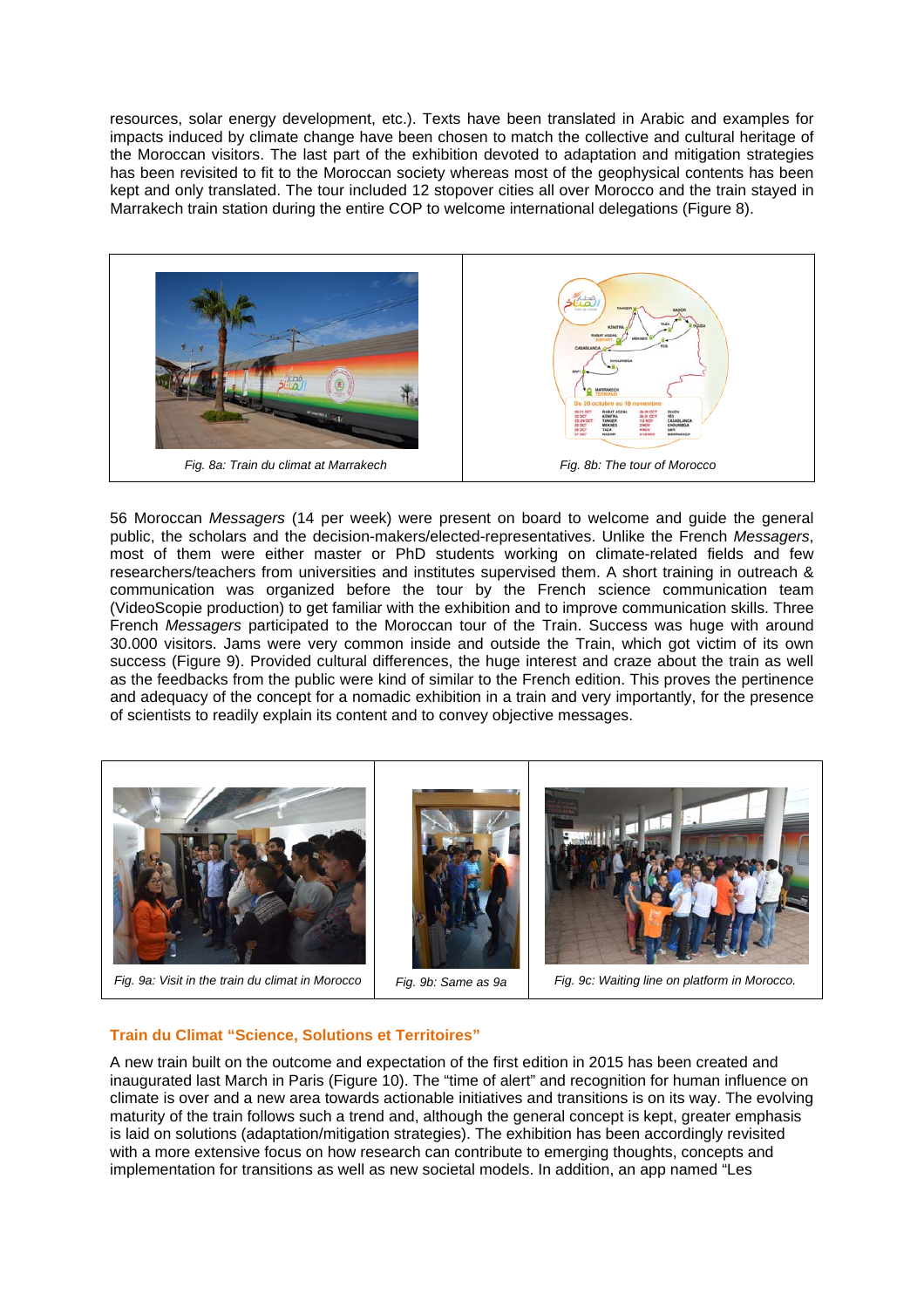resources, solar energy development, etc.). Texts have been translated in Arabic and examples for impacts induced by climate change have been chosen to match the collective and cultural heritage of the Moroccan visitors. The last part of the exhibition devoted to adaptation and mitigation strategies has been revisited to fit to the Moroccan society whereas most of the geophysical contents has been kept and only translated. The tour included 12 stopover cities all over Morocco and the train stayed in Marrakech train station during the entire COP to welcome international delegations (Figure 8).

*Fig. 8a: Train du climat at Marrakech*

*Fig. 8b: The tour of Morocco*

56 Moroccan *Messagers* (14 per week) were present on board to welcome and guide the general public, the scholars and the decision-makers/elected-representatives. Unlike the French *Messagers*, most of them were either master or PhD students working on climate-related fields and few researchers/teachers from universities and institutes supervised them. A short training in outreach & communication was organized before the tour by the French science communication team (VideoScopie production) to get familiar with the exhibition and to improve communication skills. Three French *Messagers* participated to the Moroccan tour of the Train. Success was huge with around 30.000 visitors. Jams were very common inside and outside the Train, which got victim of its own success (Figure 9). Provided cultural differences, the huge interest and craze about the train as well as the feedbacks from the public were kind of similar to the French edition. This proves the pertinence and adequacy of the concept for a nomadic exhibition in a train and very importantly, for the presence of scientists to readily explain its content and to convey objective messages.

*Fig. 9a: Visit in the train du climat in Morocco*

*Fig. 9b: Same as 9a*

*Fig. 9c: Waiting line on platform in Morocco.*

## Train du Climat "Science, Solutions et Territoires"

A new train built on the outcome and expectation of the first edition in 2015 has been created and inaugurated last March in Paris (Figure 10). The "time of alert" and recognition for human influence on climate is over and a new area towards actionable initiatives and transitions is on its way. The evolving maturity of the train follows such a trend and, although the general concept is kept, greater emphasis is laid on solutions (adaptation/mitigation strategies). The exhibition has been accordingly revisited with a more extensive focus on how research can contribute to emerging thoughts, concepts and implementation for transitions as well as new societal models. In addition, an app named "Les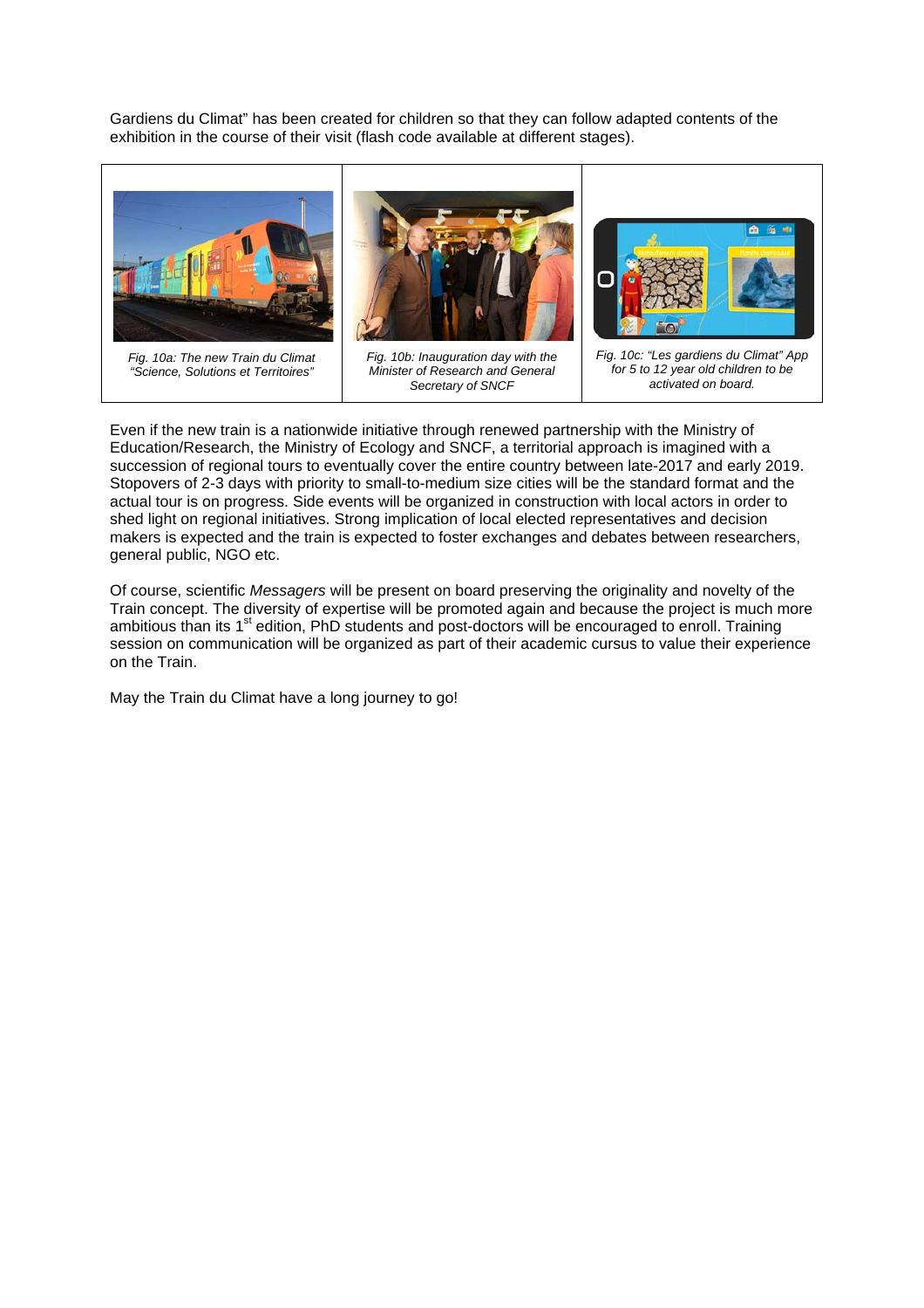Gardiens du Climat" has been created for children so that they can follow adapted contents of the exhibition in the course of their visit (flash code available at different stages).

*Fig. 10a: The new Train du Climat "Science, Solutions et Territoires"*

*Fig. 10b: Inauguration day with the Minister of Research and General Secretary of SNCF*

*Fig. 10c: "Les gardiens du Climat" App for 5 to 12 year old children to be activated on board.*

Even if the new train is a nationwide initiative through renewed partnership with the Ministry of Education/Research, the Ministry of Ecology and SNCF, a territorial approach is imagined with a succession of regional tours to eventually cover the entire country between late-2017 and early 2019. Stopovers of 2-3 days with priority to small-to-medium size cities will be the standard format and the actual tour is on progress. Side events will be organized in construction with local actors in order to shed light on regional initiatives. Strong implication of local elected representatives and decision makers is expected and the train is expected to foster exchanges and debates between researchers, general public, NGO etc.

Of course, scientific *Messagers* will be present on board preserving the originality and novelty of the Train concept. The diversity of expertise will be promoted again and because the project is much more ambitious than its 1st edition, PhD students and post-doctors will be encouraged to enroll. Training session on communication will be organized as part of their academic cursus to value their experience on the Train.

May the Train du Climat have a long journey to go!